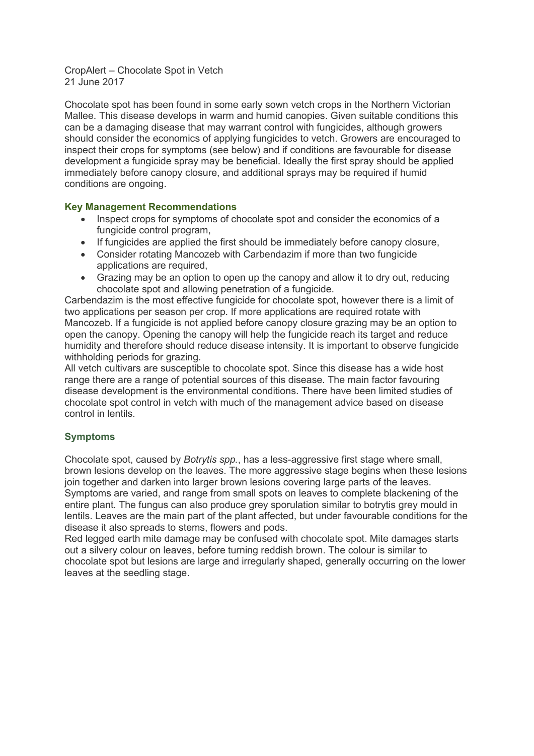CropAlert – Chocolate Spot in Vetch
21 June 2017

Chocolate spot has been found in some early sown vetch crops in the Northern Victorian Mallee. This disease develops in warm and humid canopies. Given suitable conditions this can be a damaging disease that may warrant control with fungicides, although growers should consider the economics of applying fungicides to vetch. Growers are encouraged to inspect their crops for symptoms (see below) and if conditions are favourable for disease development a fungicide spray may be beneficial. Ideally the first spray should be applied immediately before canopy closure, and additional sprays may be required if humid conditions are ongoing.

## Key Management Recommendations

- Inspect crops for symptoms of chocolate spot and consider the economics of a fungicide control program,
- If fungicides are applied the first should be immediately before canopy closure,
- Consider rotating Mancozeb with Carbendazim if more than two fungicide applications are required,
- Grazing may be an option to open up the canopy and allow it to dry out, reducing chocolate spot and allowing penetration of a fungicide.

Carbendazim is the most effective fungicide for chocolate spot, however there is a limit of two applications per season per crop. If more applications are required rotate with Mancozeb. If a fungicide is not applied before canopy closure grazing may be an option to open the canopy. Opening the canopy will help the fungicide reach its target and reduce humidity and therefore should reduce disease intensity. It is important to observe fungicide withholding periods for grazing.

All vetch cultivars are susceptible to chocolate spot. Since this disease has a wide host range there are a range of potential sources of this disease. The main factor favouring disease development is the environmental conditions. There have been limited studies of chocolate spot control in vetch with much of the management advice based on disease control in lentils.

## Symptoms

Chocolate spot, caused by *Botrytis spp.*, has a less-aggressive first stage where small, brown lesions develop on the leaves. The more aggressive stage begins when these lesions join together and darken into larger brown lesions covering large parts of the leaves. Symptoms are varied, and range from small spots on leaves to complete blackening of the entire plant. The fungus can also produce grey sporulation similar to botrytis grey mould in lentils. Leaves are the main part of the plant affected, but under favourable conditions for the disease it also spreads to stems, flowers and pods.

Red legged earth mite damage may be confused with chocolate spot. Mite damages starts out a silvery colour on leaves, before turning reddish brown. The colour is similar to chocolate spot but lesions are large and irregularly shaped, generally occurring on the lower leaves at the seedling stage.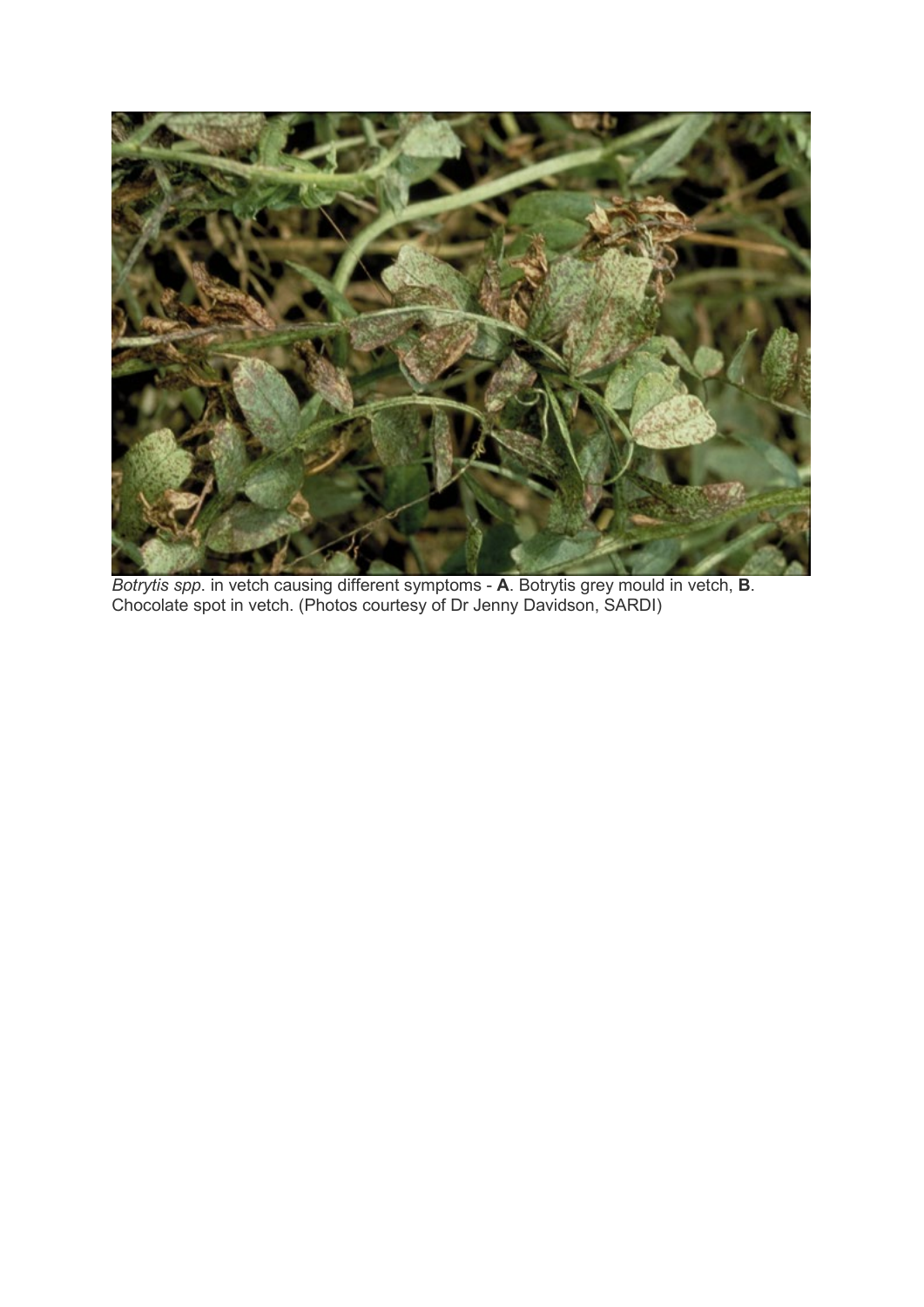*Botrytis spp*. in vetch causing different symptoms - **A**. Botrytis grey mould in vetch, **B**. Chocolate spot in vetch. (Photos courtesy of Dr Jenny Davidson, SARDI)